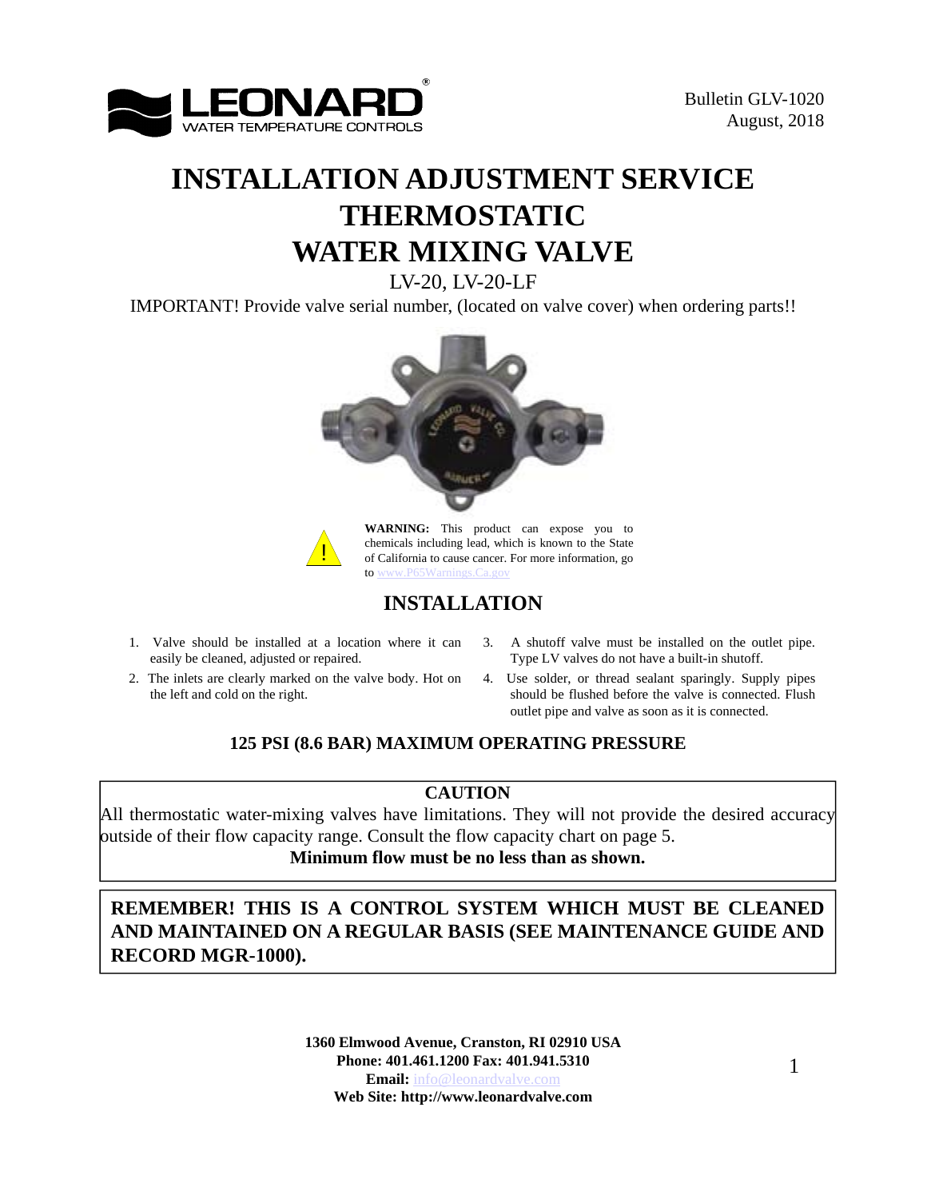LEONARD®
WATER TEMPERATURE CONTROLS

Bulletin GLV-1020
August, 2018

# INSTALLATION ADJUSTMENT SERVICE THERMOSTATIC WATER MIXING VALVE

LV-20, LV-20-LF

IMPORTANT! Provide valve serial number, (located on valve cover) when ordering parts!!

**WARNING:** This product can expose you to chemicals including lead, which is known to the State of California to cause cancer. For more information, go to www.P65Warnings.Ca.gov

## INSTALLATION

1. Valve should be installed at a location where it can easily be cleaned, adjusted or repaired.
2. The inlets are clearly marked on the valve body. Hot on the left and cold on the right.
3. A shutoff valve must be installed on the outlet pipe. Type LV valves do not have a built-in shutoff.
4. Use solder, or thread sealant sparingly. Supply pipes should be flushed before the valve is connected. Flush outlet pipe and valve as soon as it is connected.

**125 PSI (8.6 BAR) MAXIMUM OPERATING PRESSURE**

**CAUTION**

All thermostatic water-mixing valves have limitations. They will not provide the desired accuracy outside of their flow capacity range. Consult the flow capacity chart on page 5.

**Minimum flow must be no less than as shown.**

**REMEMBER! THIS IS A CONTROL SYSTEM WHICH MUST BE CLEANED AND MAINTAINED ON A REGULAR BASIS (SEE MAINTENANCE GUIDE AND RECORD MGR-1000).**

**1360 Elmwood Avenue, Cranston, RI 02910 USA**
**Phone: 401.461.1200 Fax: 401.941.5310**
**Email:** info@leonardvalve.com
**Web Site: http://www.leonardvalve.com**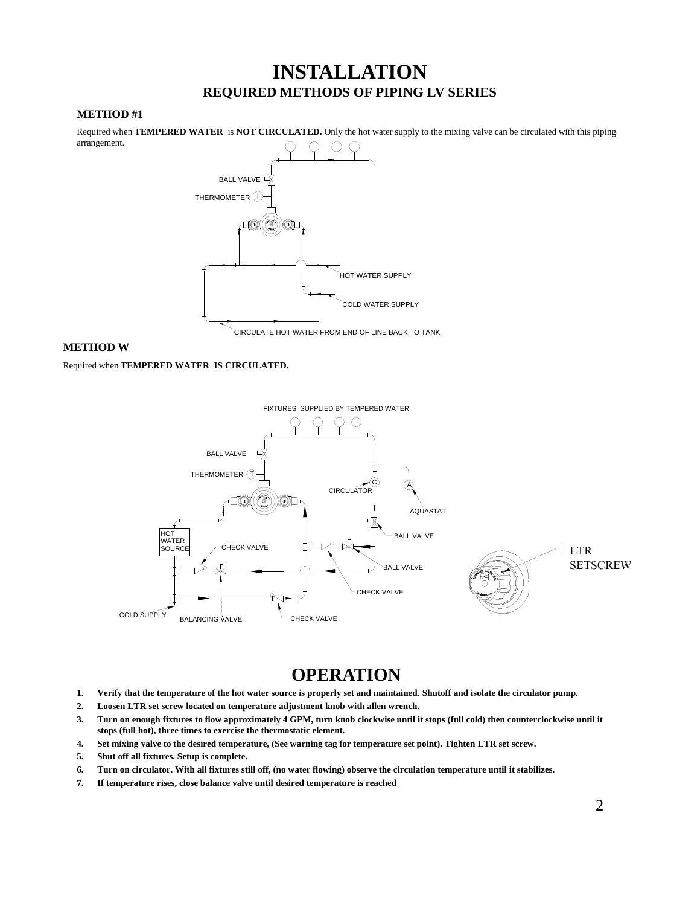# INSTALLATION

## REQUIRED METHODS OF PIPING LV SERIES

### METHOD #1

Required when **TEMPERED WATER** is **NOT CIRCULATED.** Only the hot water supply to the mixing valve can be circulated with this piping arrangement.

BALL VALVE

THERMOMETER

HOT WATER SUPPLY

COLD WATER SUPPLY

CIRCULATE HOT WATER FROM END OF LINE BACK TO TANK

### METHOD W

Required when **TEMPERED WATER IS CIRCULATED.**

FIXTURES, SUPPLIED BY TEMPERED WATER

BALL VALVE

THERMOMETER

CIRCULATOR

AQUASTAT

BALL VALVE

HOT WATER SOURCE

CHECK VALVE

BALL VALVE

CHECK VALVE

COLD SUPPLY

BALANCING VALVE

CHECK VALVE

LTR SETSCREW

# OPERATION

1. **Verify that the temperature of the hot water source is properly set and maintained. Shutoff and isolate the circulator pump.**
2. **Loosen LTR set screw located on temperature adjustment knob with allen wrench.**
3. **Turn on enough fixtures to flow approximately 4 GPM, turn knob clockwise until it stops (full cold) then counterclockwise until it stops (full hot), three times to exercise the thermostatic element.**
4. **Set mixing valve to the desired temperature, (See warning tag for temperature set point). Tighten LTR set screw.**
5. **Shut off all fixtures. Setup is complete.**
6. **Turn on circulator. With all fixtures still off, (no water flowing) observe the circulation temperature until it stabilizes.**
7. **If temperature rises, close balance valve until desired temperature is reached**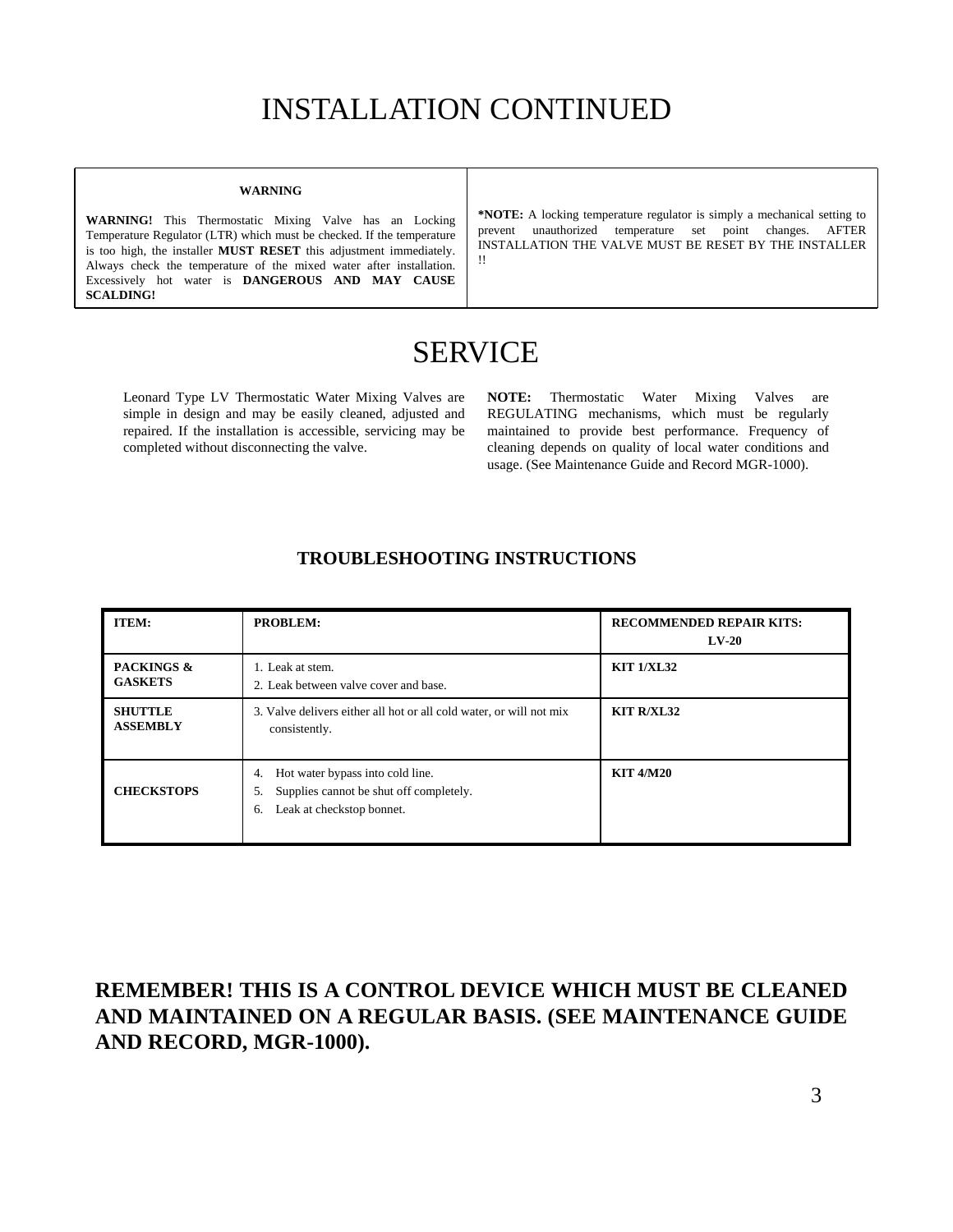# INSTALLATION CONTINUED

| **WARNING** | |
|---|---|
| **WARNING!** This Thermostatic Mixing Valve has an Locking Temperature Regulator (LTR) which must be checked. If the temperature is too high, the installer **MUST RESET** this adjustment immediately. Always check the temperature of the mixed water after installation. Excessively hot water is **DANGEROUS AND MAY CAUSE SCALDING!** | ***NOTE:** A locking temperature regulator is simply a mechanical setting to prevent unauthorized temperature set point changes. AFTER INSTALLATION THE VALVE MUST BE RESET BY THE INSTALLER !! |

# SERVICE

Leonard Type LV Thermostatic Water Mixing Valves are simple in design and may be easily cleaned, adjusted and repaired. If the installation is accessible, servicing may be completed without disconnecting the valve.

**NOTE:** Thermostatic Water Mixing Valves are REGULATING mechanisms, which must be regularly maintained to provide best performance. Frequency of cleaning depends on quality of local water conditions and usage. (See Maintenance Guide and Record MGR-1000).

### TROUBLESHOOTING INSTRUCTIONS

| **ITEM:** | **PROBLEM:** | **RECOMMENDED REPAIR KITS: LV-20** |
|---|---|---|
| **PACKINGS & GASKETS** | 1. Leak at stem.<br>2. Leak between valve cover and base. | **KIT 1/XL32** |
| **SHUTTLE ASSEMBLY** | 3. Valve delivers either all hot or all cold water, or will not mix consistently. | **KIT R/XL32** |
| **CHECKSTOPS** | 4. Hot water bypass into cold line.<br>5. Supplies cannot be shut off completely.<br>6. Leak at checkstop bonnet. | **KIT 4/M20** |

**REMEMBER! THIS IS A CONTROL DEVICE WHICH MUST BE CLEANED AND MAINTAINED ON A REGULAR BASIS. (SEE MAINTENANCE GUIDE AND RECORD, MGR-1000).**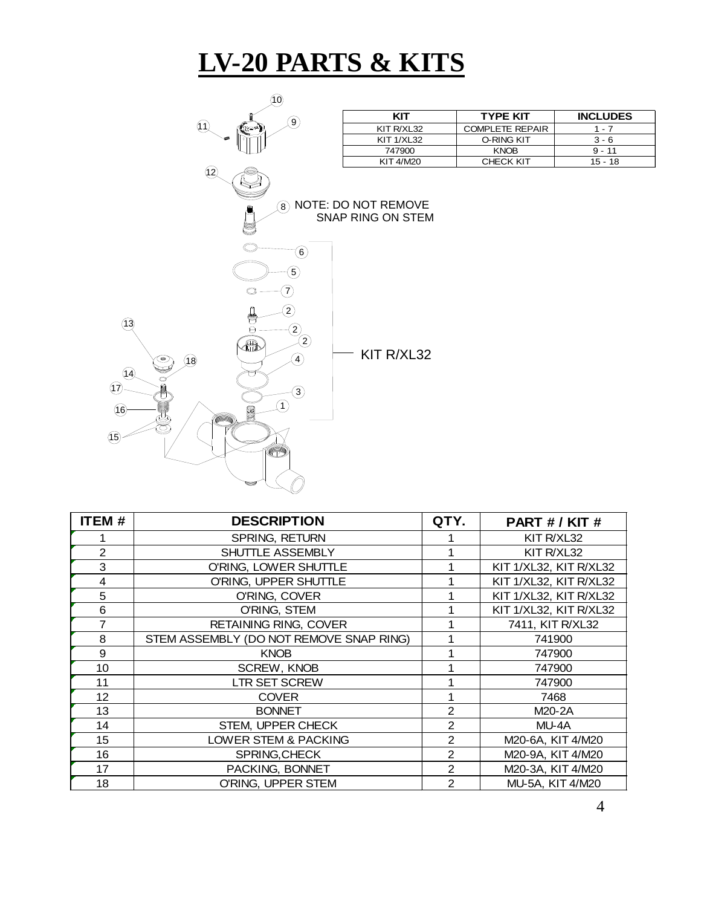# LV-20 PARTS & KITS

| KIT | TYPE KIT | INCLUDES |
|---|---|---|
| KIT R/XL32 | COMPLETE REPAIR | 1 - 7 |
| KIT 1/XL32 | O-RING KIT | 3 - 6 |
| 747900 | KNOB | 9 - 11 |
| KIT 4/M20 | CHECK KIT | 15 - 18 |

NOTE: DO NOT REMOVE SNAP RING ON STEM

KIT R/XL32

| ITEM # | DESCRIPTION | QTY. | PART # / KIT # |
|---|---|---|---|
| 1 | SPRING, RETURN | 1 | KIT R/XL32 |
| 2 | SHUTTLE ASSEMBLY | 1 | KIT R/XL32 |
| 3 | O'RING, LOWER SHUTTLE | 1 | KIT 1/XL32, KIT R/XL32 |
| 4 | O'RING, UPPER SHUTTLE | 1 | KIT 1/XL32, KIT R/XL32 |
| 5 | O'RING, COVER | 1 | KIT 1/XL32, KIT R/XL32 |
| 6 | O'RING, STEM | 1 | KIT 1/XL32, KIT R/XL32 |
| 7 | RETAINING RING, COVER | 1 | 7411, KIT R/XL32 |
| 8 | STEM ASSEMBLY (DO NOT REMOVE SNAP RING) | 1 | 741900 |
| 9 | KNOB | 1 | 747900 |
| 10 | SCREW, KNOB | 1 | 747900 |
| 11 | LTR SET SCREW | 1 | 747900 |
| 12 | COVER | 1 | 7468 |
| 13 | BONNET | 2 | M20-2A |
| 14 | STEM, UPPER CHECK | 2 | MU-4A |
| 15 | LOWER STEM & PACKING | 2 | M20-6A, KIT 4/M20 |
| 16 | SPRING,CHECK | 2 | M20-9A, KIT 4/M20 |
| 17 | PACKING, BONNET | 2 | M20-3A, KIT 4/M20 |
| 18 | O'RING, UPPER STEM | 2 | MU-5A, KIT 4/M20 |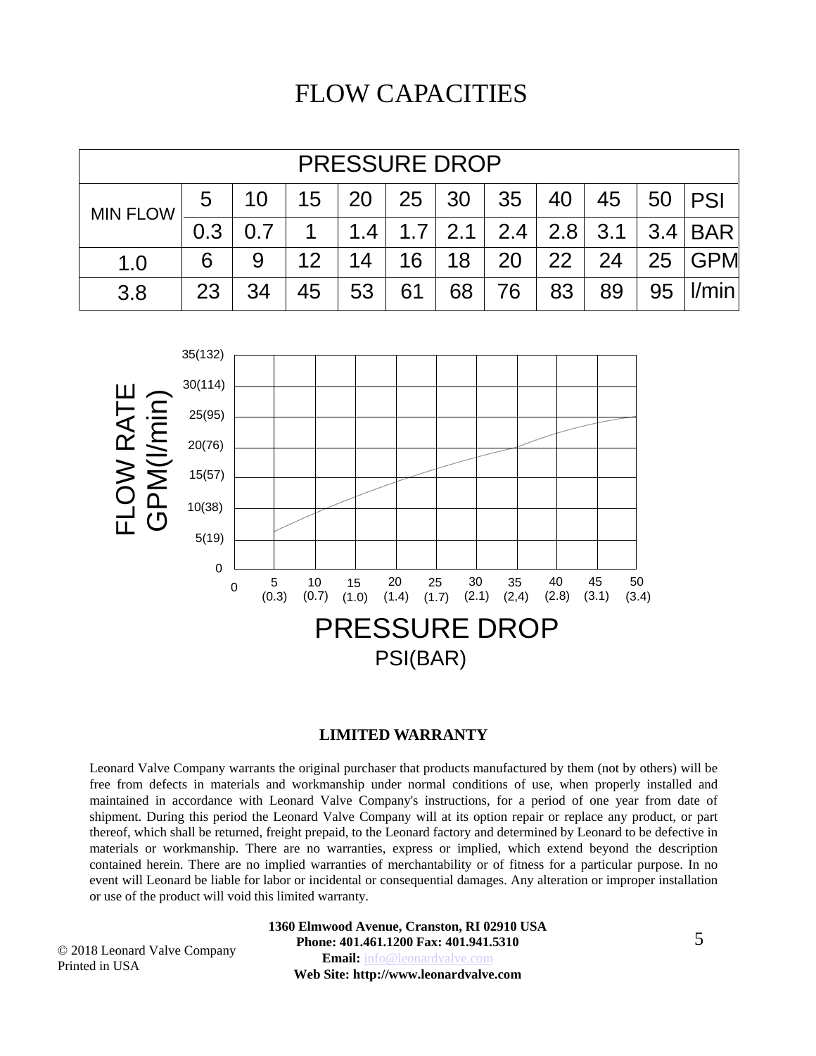# FLOW CAPACITIES

| PRESSURE DROP | | | | | | | | | | | |
|---|---|---|---|---|---|---|---|---|---|---|---|
| MIN FLOW | 5 | 10 | 15 | 20 | 25 | 30 | 35 | 40 | 45 | 50 | PSI |
| | 0.3 | 0.7 | 1 | 1.4 | 1.7 | 2.1 | 2.4 | 2.8 | 3.1 | 3.4 | BAR |
| 1.0 | 6 | 9 | 12 | 14 | 16 | 18 | 20 | 22 | 24 | 25 | GPM |
| 3.8 | 23 | 34 | 45 | 53 | 61 | 68 | 76 | 83 | 89 | 95 | l/min |

FLOW RATE GPM(l/min)

35(132)
30(114)
25(95)
20(76)
15(57)
10(38)
5(19)
0

0
5 (0.3)
10 (0.7)
15 (1.0)
20 (1.4)
25 (1.7)
30 (2.1)
35 (2,4)
40 (2.8)
45 (3.1)
50 (3.4)

PRESSURE DROP
PSI(BAR)

**LIMITED WARRANTY**

Leonard Valve Company warrants the original purchaser that products manufactured by them (not by others) will be free from defects in materials and workmanship under normal conditions of use, when properly installed and maintained in accordance with Leonard Valve Company's instructions, for a period of one year from date of shipment. During this period the Leonard Valve Company will at its option repair or replace any product, or part thereof, which shall be returned, freight prepaid, to the Leonard factory and determined by Leonard to be defective in materials or workmanship. There are no warranties, express or implied, which extend beyond the description contained herein. There are no implied warranties of merchantability or of fitness for a particular purpose. In no event will Leonard be liable for labor or incidental or consequential damages. Any alteration or improper installation or use of the product will void this limited warranty.

© 2018 Leonard Valve Company
Printed in USA

**1360 Elmwood Avenue, Cranston, RI 02910 USA**
**Phone: 401.461.1200 Fax: 401.941.5310**
**Email:** info@leonardvalve.com
**Web Site: http://www.leonardvalve.com**